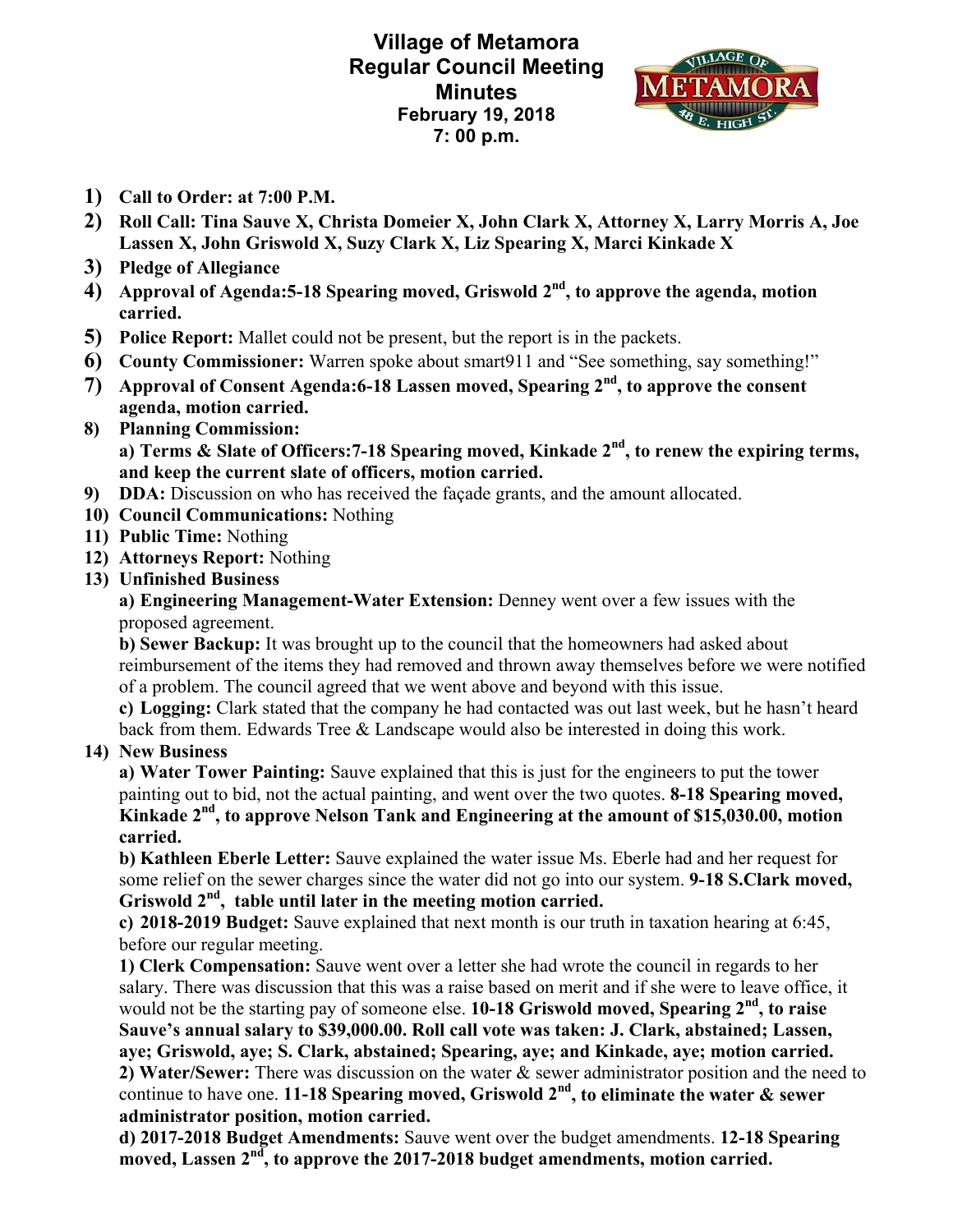# Village of Metamora
## Regular Council Meeting
## Minutes
**February 19, 2018**
**7: 00 p.m.**

1) **Call to Order: at 7:00 P.M.**
2) **Roll Call: Tina Sauve X, Christa Domeier X, John Clark X, Attorney X, Larry Morris A, Joe Lassen X, John Griswold X, Suzy Clark X, Liz Spearing X, Marci Kinkade X**
3) **Pledge of Allegiance**
4) **Approval of Agenda:5-18 Spearing moved, Griswold 2nd, to approve the agenda, motion carried.**
5) **Police Report:** Mallet could not be present, but the report is in the packets.
6) **County Commissioner:** Warren spoke about smart911 and "See something, say something!"
7) **Approval of Consent Agenda:6-18 Lassen moved, Spearing 2nd, to approve the consent agenda, motion carried.**
8) **Planning Commission:**
   **a) Terms & Slate of Officers:7-18 Spearing moved, Kinkade 2nd, to renew the expiring terms, and keep the current slate of officers, motion carried.**
9) **DDA:** Discussion on who has received the façade grants, and the amount allocated.
10) **Council Communications:** Nothing
11) **Public Time:** Nothing
12) **Attorneys Report:** Nothing
13) **Unfinished Business**
    **a) Engineering Management-Water Extension:** Denney went over a few issues with the proposed agreement.
    **b) Sewer Backup:** It was brought up to the council that the homeowners had asked about reimbursement of the items they had removed and thrown away themselves before we were notified of a problem. The council agreed that we went above and beyond with this issue.
    **c) Logging:** Clark stated that the company he had contacted was out last week, but he hasn't heard back from them. Edwards Tree & Landscape would also be interested in doing this work.
14) **New Business**
    **a) Water Tower Painting:** Sauve explained that this is just for the engineers to put the tower painting out to bid, not the actual painting, and went over the two quotes. **8-18 Spearing moved, Kinkade 2nd, to approve Nelson Tank and Engineering at the amount of $15,030.00, motion carried.**
    **b) Kathleen Eberle Letter:** Sauve explained the water issue Ms. Eberle had and her request for some relief on the sewer charges since the water did not go into our system. **9-18 S.Clark moved, Griswold 2nd, table until later in the meeting motion carried.**
    **c) 2018-2019 Budget:** Sauve explained that next month is our truth in taxation hearing at 6:45, before our regular meeting.
    **1) Clerk Compensation:** Sauve went over a letter she had wrote the council in regards to her salary. There was discussion that this was a raise based on merit and if she were to leave office, it would not be the starting pay of someone else. **10-18 Griswold moved, Spearing 2nd, to raise Sauve's annual salary to $39,000.00. Roll call vote was taken: J. Clark, abstained; Lassen, aye; Griswold, aye; S. Clark, abstained; Spearing, aye; and Kinkade, aye; motion carried.**
    **2) Water/Sewer:** There was discussion on the water & sewer administrator position and the need to continue to have one. **11-18 Spearing moved, Griswold 2nd, to eliminate the water & sewer administrator position, motion carried.**
    **d) 2017-2018 Budget Amendments:** Sauve went over the budget amendments. **12-18 Spearing moved, Lassen 2nd, to approve the 2017-2018 budget amendments, motion carried.**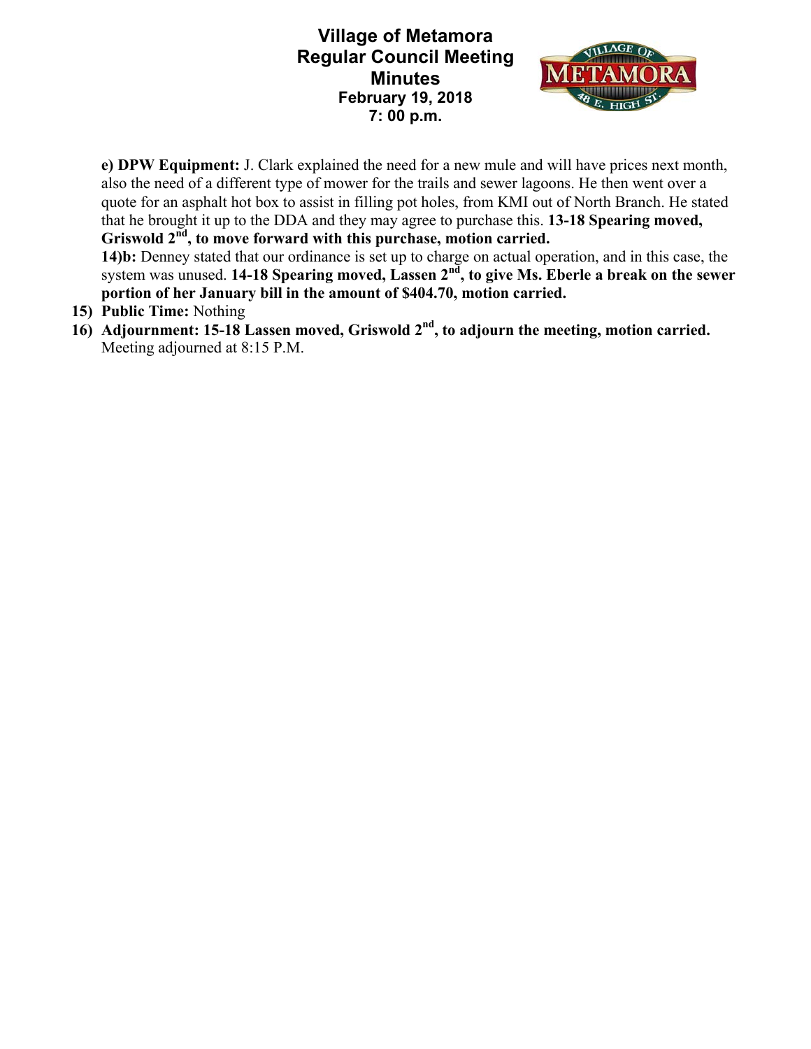**e) DPW Equipment:** J. Clark explained the need for a new mule and will have prices next month, also the need of a different type of mower for the trails and sewer lagoons. He then went over a quote for an asphalt hot box to assist in filling pot holes, from KMI out of North Branch. He stated that he brought it up to the DDA and they may agree to purchase this. **13-18 Spearing moved, Griswold 2nd, to move forward with this purchase, motion carried.**

**14)b:** Denney stated that our ordinance is set up to charge on actual operation, and in this case, the system was unused. **14-18 Spearing moved, Lassen 2nd, to give Ms. Eberle a break on the sewer portion of her January bill in the amount of $404.70, motion carried.**

15) **Public Time:** Nothing
16) **Adjournment: 15-18 Lassen moved, Griswold 2nd, to adjourn the meeting, motion carried.** Meeting adjourned at 8:15 P.M.